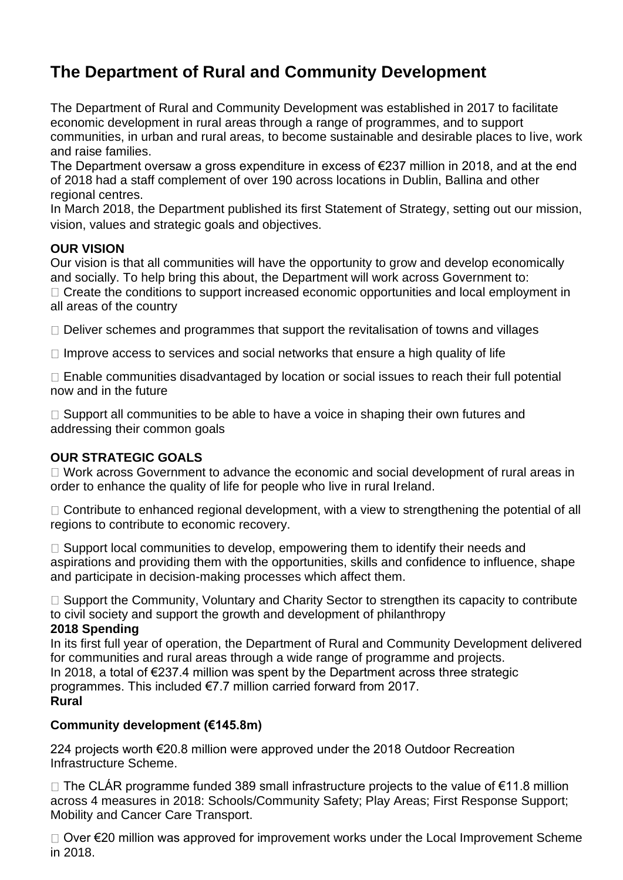# The Department of Rural and Community Development

The Department of Rural and Community Development was established in 2017 to facilitate economic development in rural areas through a range of programmes, and to support communities, in urban and rural areas, to become sustainable and desirable places to live, work and raise families.

The Department oversaw a gross expenditure in excess of €237 million in 2018, and at the end of 2018 had a staff complement of over 190 across locations in Dublin, Ballina and other regional centres.

In March 2018, the Department published its first Statement of Strategy, setting out our mission, vision, values and strategic goals and objectives.

### OUR VISION

Our vision is that all communities will have the opportunity to grow and develop economically and socially. To help bring this about, the Department will work across Government to:

- Create the conditions to support increased economic opportunities and local employment in all areas of the country
- Deliver schemes and programmes that support the revitalisation of towns and villages
- Improve access to services and social networks that ensure a high quality of life
- Enable communities disadvantaged by location or social issues to reach their full potential now and in the future
- Support all communities to be able to have a voice in shaping their own futures and addressing their common goals

### OUR STRATEGIC GOALS

- Work across Government to advance the economic and social development of rural areas in order to enhance the quality of life for people who live in rural Ireland.
- Contribute to enhanced regional development, with a view to strengthening the potential of all regions to contribute to economic recovery.
- Support local communities to develop, empowering them to identify their needs and aspirations and providing them with the opportunities, skills and confidence to influence, shape and participate in decision-making processes which affect them.
- Support the Community, Voluntary and Charity Sector to strengthen its capacity to contribute to civil society and support the growth and development of philanthropy

### 2018 Spending

In its first full year of operation, the Department of Rural and Community Development delivered for communities and rural areas through a wide range of programme and projects.

In 2018, a total of €237.4 million was spent by the Department across three strategic programmes. This included €7.7 million carried forward from 2017.

**Rural**

### Community development (€145.8m)

224 projects worth €20.8 million were approved under the 2018 Outdoor Recreation Infrastructure Scheme.

- The CLÁR programme funded 389 small infrastructure projects to the value of €11.8 million across 4 measures in 2018: Schools/Community Safety; Play Areas; First Response Support; Mobility and Cancer Care Transport.
- Over €20 million was approved for improvement works under the Local Improvement Scheme in 2018.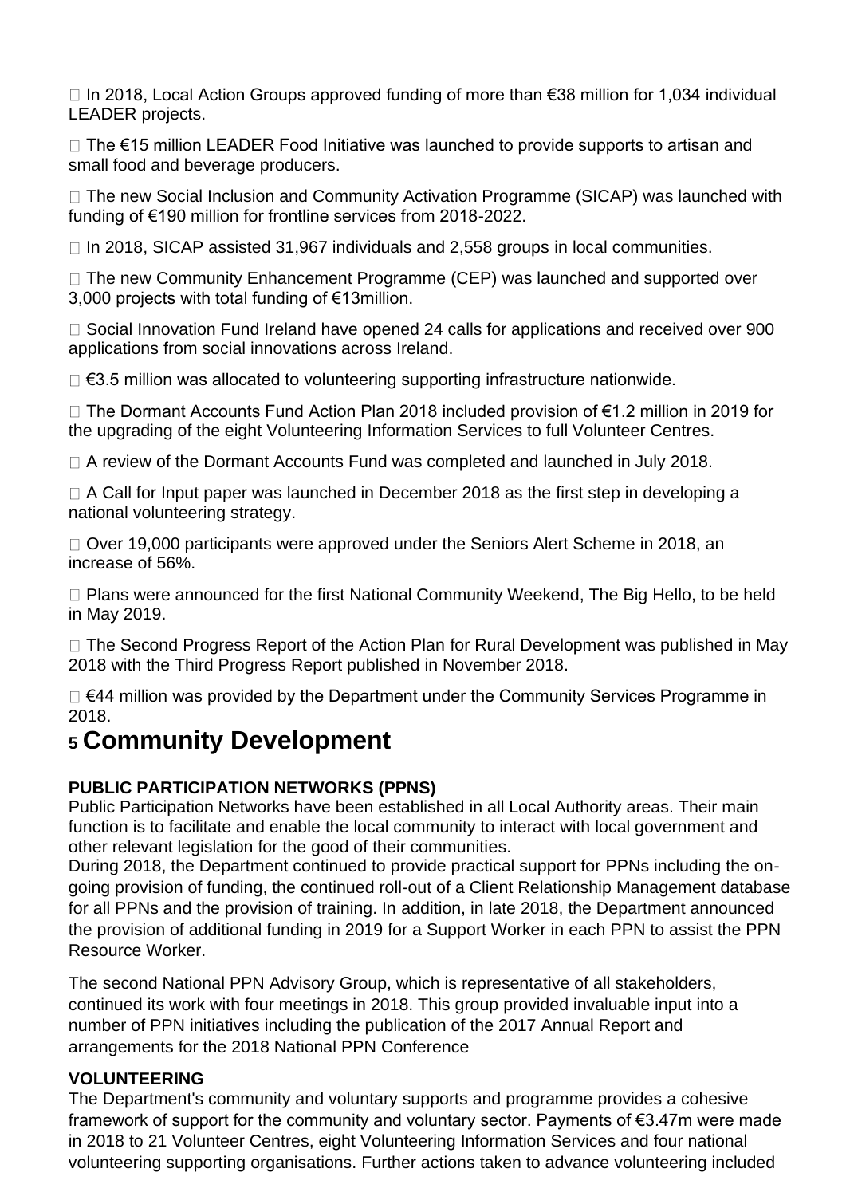- In 2018, Local Action Groups approved funding of more than €38 million for 1,034 individual LEADER projects.
- The €15 million LEADER Food Initiative was launched to provide supports to artisan and small food and beverage producers.
- The new Social Inclusion and Community Activation Programme (SICAP) was launched with funding of €190 million for frontline services from 2018-2022.
- In 2018, SICAP assisted 31,967 individuals and 2,558 groups in local communities.
- The new Community Enhancement Programme (CEP) was launched and supported over 3,000 projects with total funding of €13million.
- Social Innovation Fund Ireland have opened 24 calls for applications and received over 900 applications from social innovations across Ireland.
- €3.5 million was allocated to volunteering supporting infrastructure nationwide.
- The Dormant Accounts Fund Action Plan 2018 included provision of €1.2 million in 2019 for the upgrading of the eight Volunteering Information Services to full Volunteer Centres.
- A review of the Dormant Accounts Fund was completed and launched in July 2018.
- A Call for Input paper was launched in December 2018 as the first step in developing a national volunteering strategy.
- Over 19,000 participants were approved under the Seniors Alert Scheme in 2018, an increase of 56%.
- Plans were announced for the first National Community Weekend, The Big Hello, to be held in May 2019.
- The Second Progress Report of the Action Plan for Rural Development was published in May 2018 with the Third Progress Report published in November 2018.
- €44 million was provided by the Department under the Community Services Programme in 2018.

# 5 Community Development

**PUBLIC PARTICIPATION NETWORKS (PPNS)**

Public Participation Networks have been established in all Local Authority areas. Their main function is to facilitate and enable the local community to interact with local government and other relevant legislation for the good of their communities.

During 2018, the Department continued to provide practical support for PPNs including the on-going provision of funding, the continued roll-out of a Client Relationship Management database for all PPNs and the provision of training. In addition, in late 2018, the Department announced the provision of additional funding in 2019 for a Support Worker in each PPN to assist the PPN Resource Worker.

The second National PPN Advisory Group, which is representative of all stakeholders, continued its work with four meetings in 2018. This group provided invaluable input into a number of PPN initiatives including the publication of the 2017 Annual Report and arrangements for the 2018 National PPN Conference

**VOLUNTEERING**

The Department's community and voluntary supports and programme provides a cohesive framework of support for the community and voluntary sector. Payments of €3.47m were made in 2018 to 21 Volunteer Centres, eight Volunteering Information Services and four national volunteering supporting organisations. Further actions taken to advance volunteering included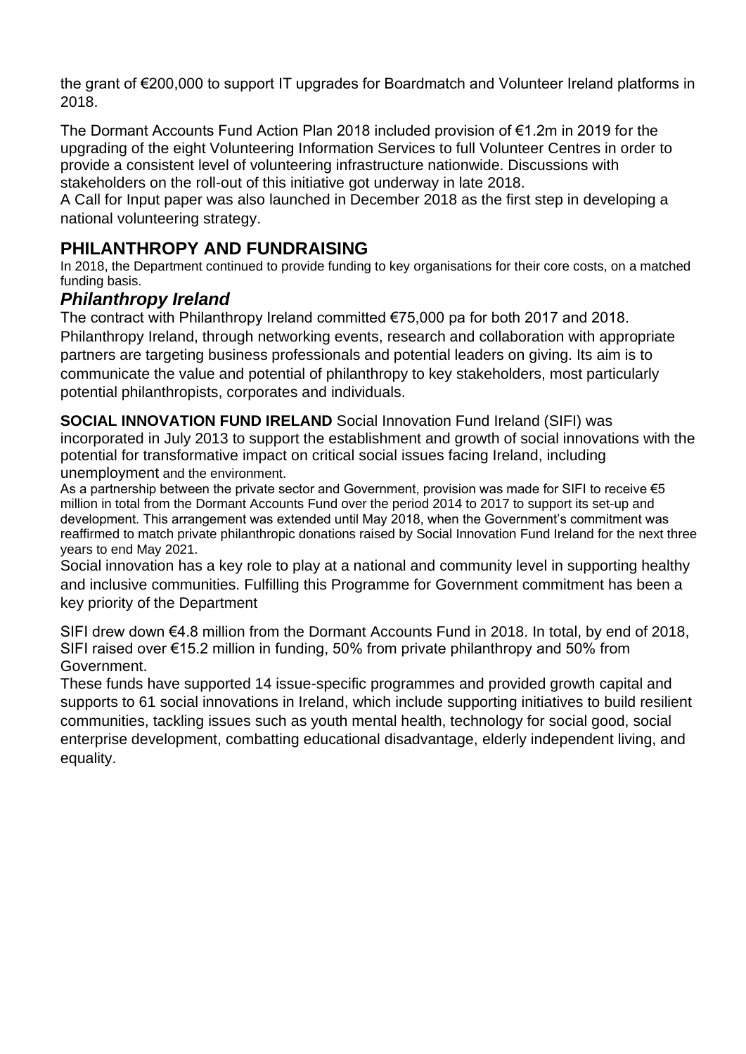the grant of €200,000 to support IT upgrades for Boardmatch and Volunteer Ireland platforms in 2018.

The Dormant Accounts Fund Action Plan 2018 included provision of €1.2m in 2019 for the upgrading of the eight Volunteering Information Services to full Volunteer Centres in order to provide a consistent level of volunteering infrastructure nationwide. Discussions with stakeholders on the roll-out of this initiative got underway in late 2018.
A Call for Input paper was also launched in December 2018 as the first step in developing a national volunteering strategy.

## PHILANTHROPY AND FUNDRAISING

In 2018, the Department continued to provide funding to key organisations for their core costs, on a matched funding basis.

### *Philanthropy Ireland*

The contract with Philanthropy Ireland committed €75,000 pa for both 2017 and 2018. Philanthropy Ireland, through networking events, research and collaboration with appropriate partners are targeting business professionals and potential leaders on giving. Its aim is to communicate the value and potential of philanthropy to key stakeholders, most particularly potential philanthropists, corporates and individuals.

**SOCIAL INNOVATION FUND IRELAND** Social Innovation Fund Ireland (SIFI) was incorporated in July 2013 to support the establishment and growth of social innovations with the potential for transformative impact on critical social issues facing Ireland, including unemployment and the environment.
As a partnership between the private sector and Government, provision was made for SIFI to receive €5 million in total from the Dormant Accounts Fund over the period 2014 to 2017 to support its set-up and development. This arrangement was extended until May 2018, when the Government's commitment was reaffirmed to match private philanthropic donations raised by Social Innovation Fund Ireland for the next three years to end May 2021.
Social innovation has a key role to play at a national and community level in supporting healthy and inclusive communities. Fulfilling this Programme for Government commitment has been a key priority of the Department

SIFI drew down €4.8 million from the Dormant Accounts Fund in 2018. In total, by end of 2018, SIFI raised over €15.2 million in funding, 50% from private philanthropy and 50% from Government.
These funds have supported 14 issue-specific programmes and provided growth capital and supports to 61 social innovations in Ireland, which include supporting initiatives to build resilient communities, tackling issues such as youth mental health, technology for social good, social enterprise development, combatting educational disadvantage, elderly independent living, and equality.